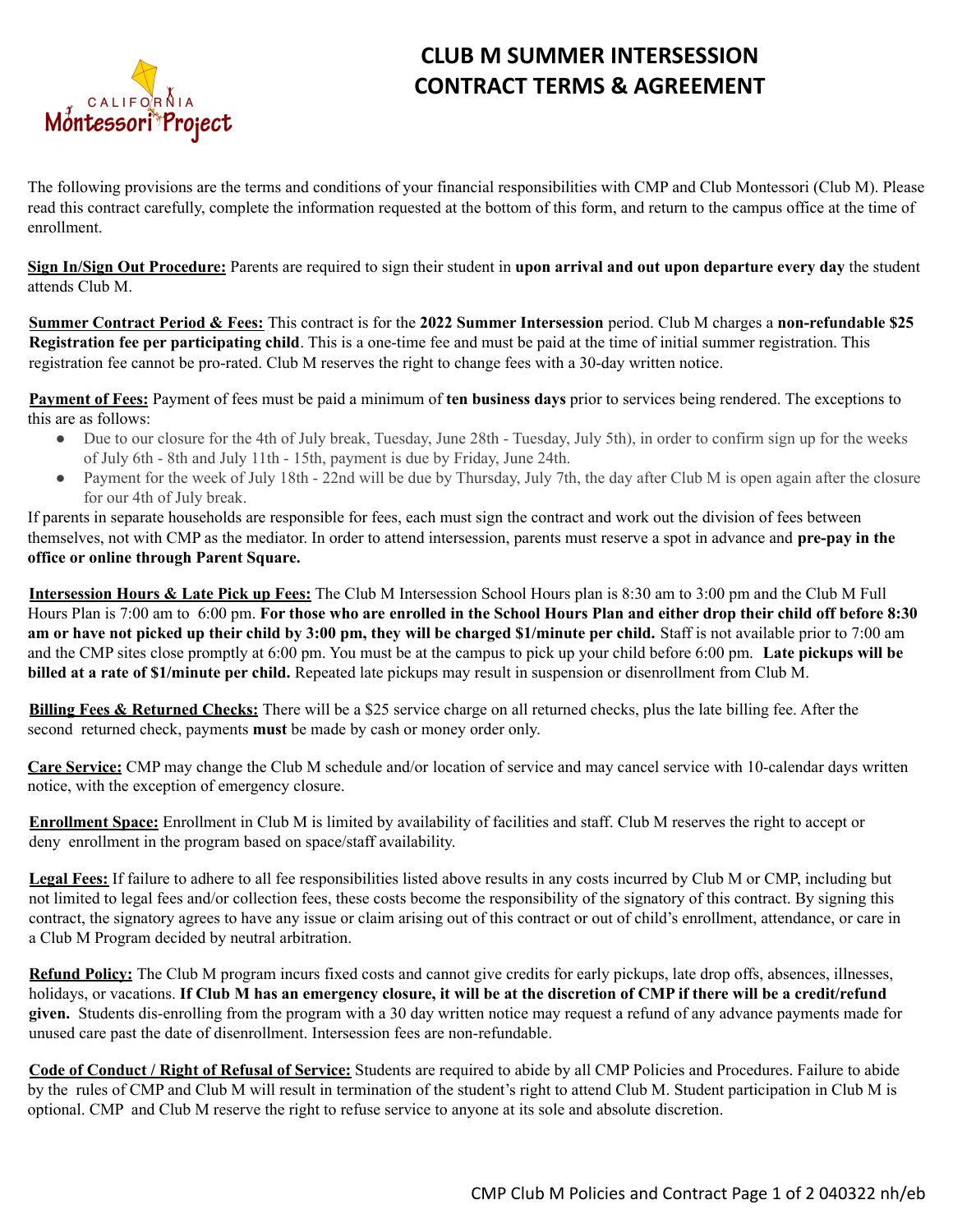# CLUB M SUMMER INTERSESSION CONTRACT TERMS & AGREEMENT

The following provisions are the terms and conditions of your financial responsibilities with CMP and Club Montessori (Club M). Please read this contract carefully, complete the information requested at the bottom of this form, and return to the campus office at the time of enrollment.

**Sign In/Sign Out Procedure:** Parents are required to sign their student in **upon arrival and out upon departure every day** the student attends Club M.

**Summer Contract Period & Fees:** This contract is for the **2022 Summer Intersession** period. Club M charges a **non-refundable $25 Registration fee per participating child**. This is a one-time fee and must be paid at the time of initial summer registration. This registration fee cannot be pro-rated. Club M reserves the right to change fees with a 30-day written notice.

**Payment of Fees:** Payment of fees must be paid a minimum of **ten business days** prior to services being rendered. The exceptions to this are as follows:

- Due to our closure for the 4th of July break, Tuesday, June 28th - Tuesday, July 5th), in order to confirm sign up for the weeks of July 6th - 8th and July 11th - 15th, payment is due by Friday, June 24th.
- Payment for the week of July 18th - 22nd will be due by Thursday, July 7th, the day after Club M is open again after the closure for our 4th of July break.

If parents in separate households are responsible for fees, each must sign the contract and work out the division of fees between themselves, not with CMP as the mediator. In order to attend intersession, parents must reserve a spot in advance and **pre-pay in the office or online through Parent Square.**

**Intersession Hours & Late Pick up Fees:** The Club M Intersession School Hours plan is 8:30 am to 3:00 pm and the Club M Full Hours Plan is 7:00 am to 6:00 pm. **For those who are enrolled in the School Hours Plan and either drop their child off before 8:30 am or have not picked up their child by 3:00 pm, they will be charged $1/minute per child.** Staff is not available prior to 7:00 am and the CMP sites close promptly at 6:00 pm. You must be at the campus to pick up your child before 6:00 pm. **Late pickups will be billed at a rate of $1/minute per child.** Repeated late pickups may result in suspension or disenrollment from Club M.

**Billing Fees & Returned Checks:** There will be a $25 service charge on all returned checks, plus the late billing fee. After the second returned check, payments **must** be made by cash or money order only.

**Care Service:** CMP may change the Club M schedule and/or location of service and may cancel service with 10-calendar days written notice, with the exception of emergency closure.

**Enrollment Space:** Enrollment in Club M is limited by availability of facilities and staff. Club M reserves the right to accept or deny enrollment in the program based on space/staff availability.

**Legal Fees:** If failure to adhere to all fee responsibilities listed above results in any costs incurred by Club M or CMP, including but not limited to legal fees and/or collection fees, these costs become the responsibility of the signatory of this contract. By signing this contract, the signatory agrees to have any issue or claim arising out of this contract or out of child's enrollment, attendance, or care in a Club M Program decided by neutral arbitration.

**Refund Policy:** The Club M program incurs fixed costs and cannot give credits for early pickups, late drop offs, absences, illnesses, holidays, or vacations. **If Club M has an emergency closure, it will be at the discretion of CMP if there will be a credit/refund given.** Students dis-enrolling from the program with a 30 day written notice may request a refund of any advance payments made for unused care past the date of disenrollment. Intersession fees are non-refundable.

**Code of Conduct / Right of Refusal of Service:** Students are required to abide by all CMP Policies and Procedures. Failure to abide by the rules of CMP and Club M will result in termination of the student's right to attend Club M. Student participation in Club M is optional. CMP and Club M reserve the right to refuse service to anyone at its sole and absolute discretion.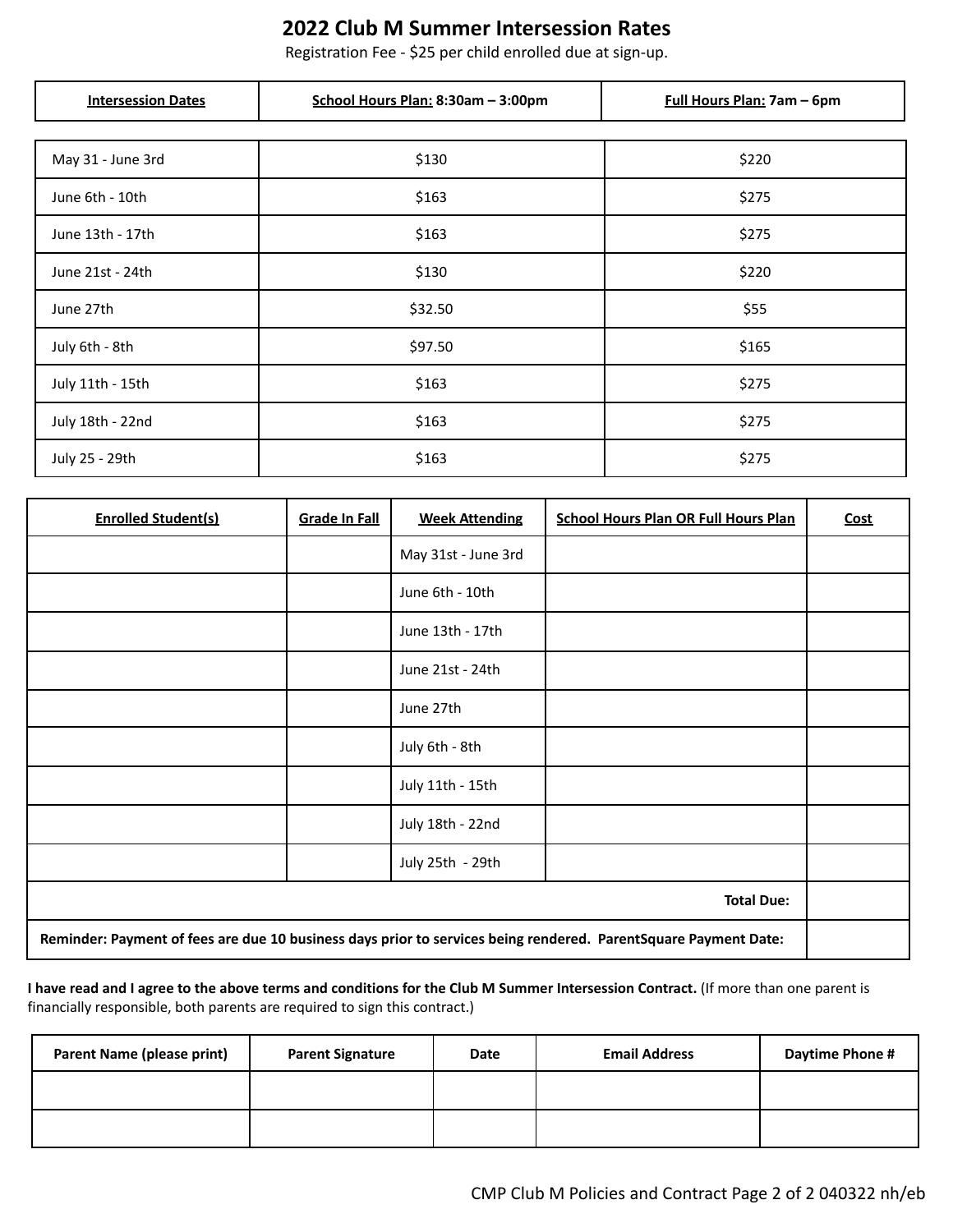# 2022 Club M Summer Intersession Rates

Registration Fee - $25 per child enrolled due at sign-up.

| Intersession Dates | School Hours Plan: 8:30am – 3:00pm | Full Hours Plan: 7am – 6pm |
|---|---|---|
| May 31 - June 3rd | $130 | $220 |
| June 6th - 10th | $163 | $275 |
| June 13th - 17th | $163 | $275 |
| June 21st - 24th | $130 | $220 |
| June 27th | $32.50 | $55 |
| July 6th - 8th | $97.50 | $165 |
| July 11th - 15th | $163 | $275 |
| July 18th - 22nd | $163 | $275 |
| July 25 - 29th | $163 | $275 |

| Enrolled Student(s) | Grade In Fall | Week Attending | School Hours Plan OR Full Hours Plan | Cost |
|---|---|---|---|---|
| | | May 31st - June 3rd | | |
| | | June 6th - 10th | | |
| | | June 13th - 17th | | |
| | | June 21st - 24th | | |
| | | June 27th | | |
| | | July 6th - 8th | | |
| | | July 11th - 15th | | |
| | | July 18th - 22nd | | |
| | | July 25th - 29th | | |
| **Total Due:** | | | | |
| **Reminder: Payment of fees are due 10 business days prior to services being rendered. ParentSquare Payment Date:** | | | | |

**I have read and I agree to the above terms and conditions for the Club M Summer Intersession Contract.** (If more than one parent is financially responsible, both parents are required to sign this contract.)

| Parent Name (please print) | Parent Signature | Date | Email Address | Daytime Phone # |
|---|---|---|---|---|
| | | | | |
| | | | | |

CMP Club M Policies and Contract 040322 nh/eb